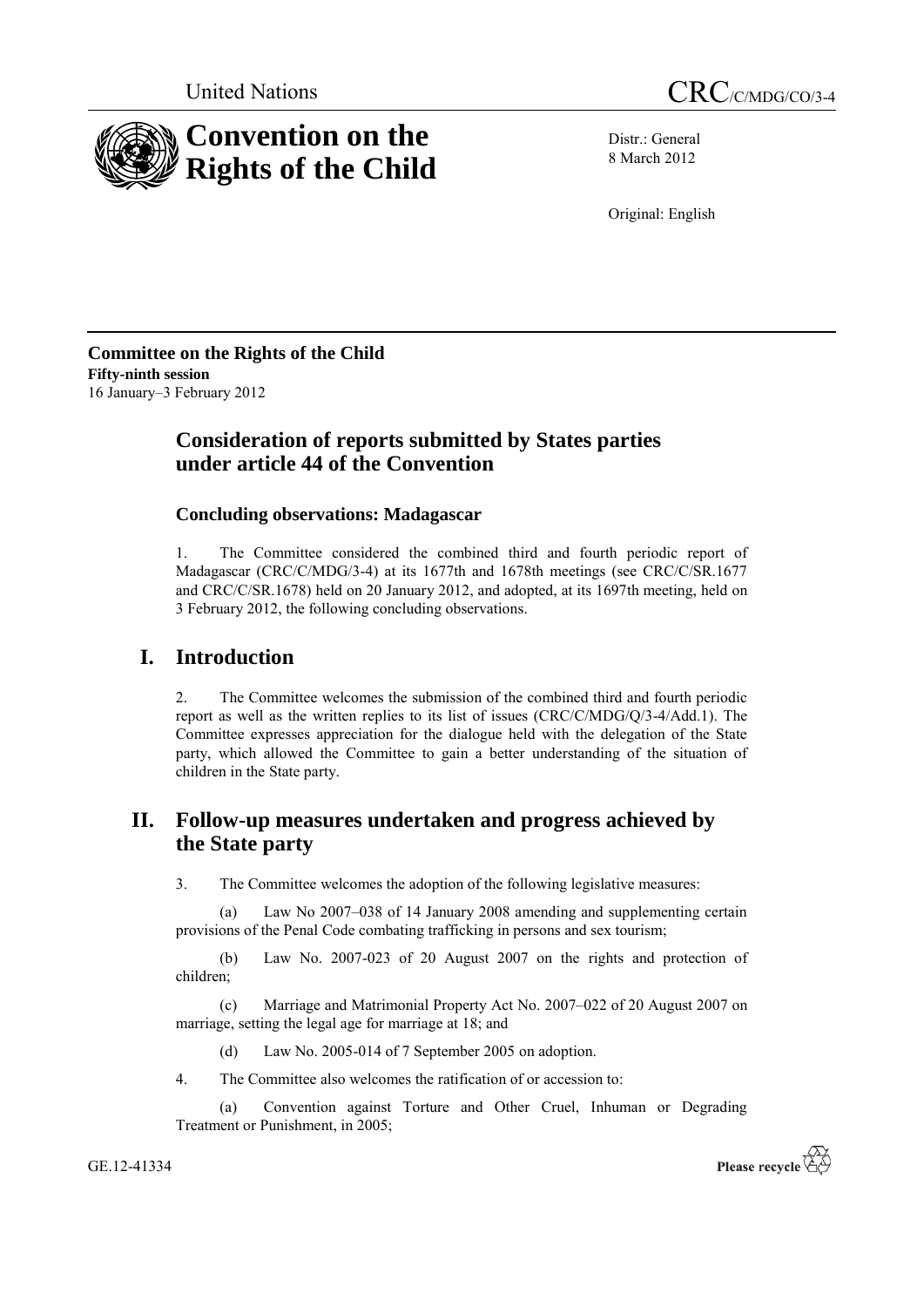United Nations

CRC/C/MDG/CO/3-4

# Convention on the Rights of the Child

Distr.: General
8 March 2012

Original: English

**Committee on the Rights of the Child**
**Fifty-ninth session**
16 January–3 February 2012

## Consideration of reports submitted by States parties under article 44 of the Convention

### Concluding observations: Madagascar

1. The Committee considered the combined third and fourth periodic report of Madagascar (CRC/C/MDG/3-4) at its 1677th and 1678th meetings (see CRC/C/SR.1677 and CRC/C/SR.1678) held on 20 January 2012, and adopted, at its 1697th meeting, held on 3 February 2012, the following concluding observations.

## I. Introduction

2. The Committee welcomes the submission of the combined third and fourth periodic report as well as the written replies to its list of issues (CRC/C/MDG/Q/3-4/Add.1). The Committee expresses appreciation for the dialogue held with the delegation of the State party, which allowed the Committee to gain a better understanding of the situation of children in the State party.

## II. Follow-up measures undertaken and progress achieved by the State party

3. The Committee welcomes the adoption of the following legislative measures:

(a) Law No 2007–038 of 14 January 2008 amending and supplementing certain provisions of the Penal Code combating trafficking in persons and sex tourism;

(b) Law No. 2007-023 of 20 August 2007 on the rights and protection of children;

(c) Marriage and Matrimonial Property Act No. 2007–022 of 20 August 2007 on marriage, setting the legal age for marriage at 18; and

(d) Law No. 2005-014 of 7 September 2005 on adoption.

4. The Committee also welcomes the ratification of or accession to:

(a) Convention against Torture and Other Cruel, Inhuman or Degrading Treatment or Punishment, in 2005;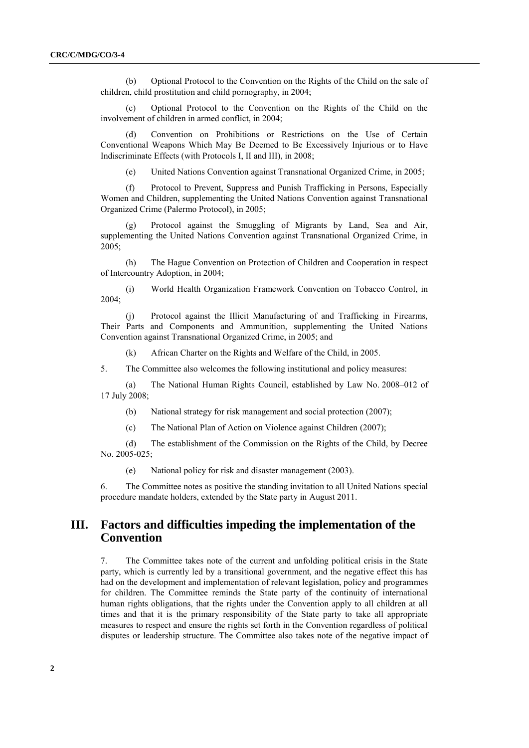(b) Optional Protocol to the Convention on the Rights of the Child on the sale of children, child prostitution and child pornography, in 2004;

(c) Optional Protocol to the Convention on the Rights of the Child on the involvement of children in armed conflict, in 2004;

(d) Convention on Prohibitions or Restrictions on the Use of Certain Conventional Weapons Which May Be Deemed to Be Excessively Injurious or to Have Indiscriminate Effects (with Protocols I, II and III), in 2008;

(e) United Nations Convention against Transnational Organized Crime, in 2005;

(f) Protocol to Prevent, Suppress and Punish Trafficking in Persons, Especially Women and Children, supplementing the United Nations Convention against Transnational Organized Crime (Palermo Protocol), in 2005;

(g) Protocol against the Smuggling of Migrants by Land, Sea and Air, supplementing the United Nations Convention against Transnational Organized Crime, in 2005;

(h) The Hague Convention on Protection of Children and Cooperation in respect of Intercountry Adoption, in 2004;

(i) World Health Organization Framework Convention on Tobacco Control, in 2004;

(j) Protocol against the Illicit Manufacturing of and Trafficking in Firearms, Their Parts and Components and Ammunition, supplementing the United Nations Convention against Transnational Organized Crime, in 2005; and

(k) African Charter on the Rights and Welfare of the Child, in 2005.

5. The Committee also welcomes the following institutional and policy measures:

(a) The National Human Rights Council, established by Law No. 2008–012 of 17 July 2008;

(b) National strategy for risk management and social protection (2007);

(c) The National Plan of Action on Violence against Children (2007);

(d) The establishment of the Commission on the Rights of the Child, by Decree No. 2005-025;

(e) National policy for risk and disaster management (2003).

6. The Committee notes as positive the standing invitation to all United Nations special procedure mandate holders, extended by the State party in August 2011.

## III. Factors and difficulties impeding the implementation of the Convention

7. The Committee takes note of the current and unfolding political crisis in the State party, which is currently led by a transitional government, and the negative effect this has had on the development and implementation of relevant legislation, policy and programmes for children. The Committee reminds the State party of the continuity of international human rights obligations, that the rights under the Convention apply to all children at all times and that it is the primary responsibility of the State party to take all appropriate measures to respect and ensure the rights set forth in the Convention regardless of political disputes or leadership structure. The Committee also takes note of the negative impact of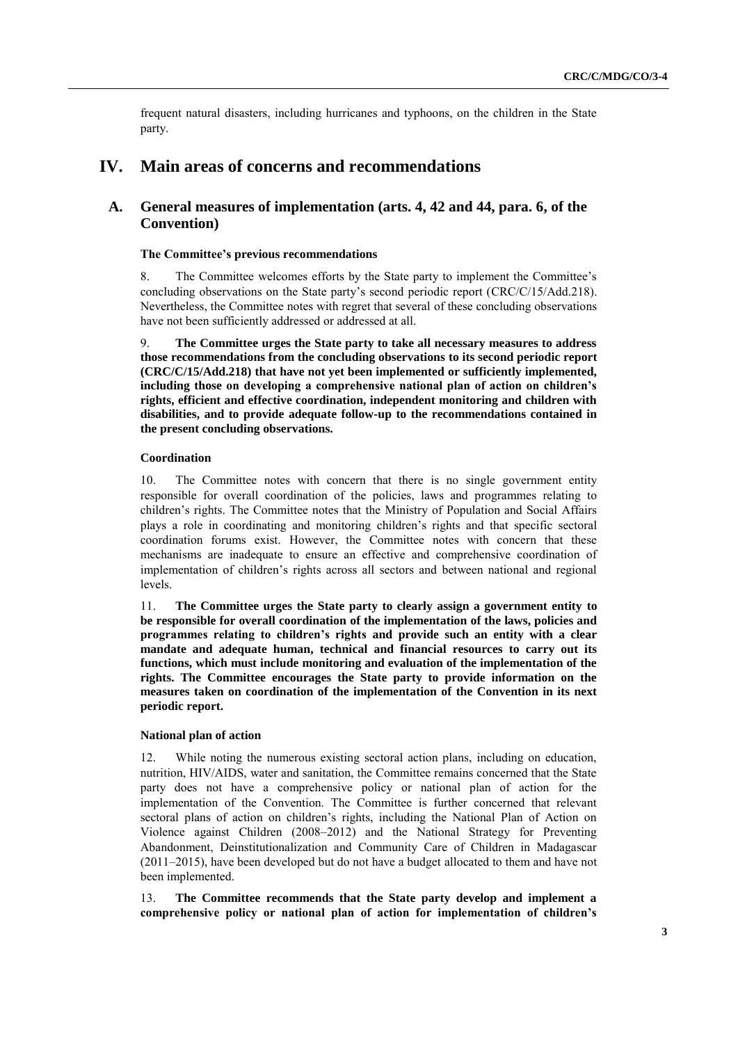frequent natural disasters, including hurricanes and typhoons, on the children in the State party.

# IV. Main areas of concerns and recommendations

## A. General measures of implementation (arts. 4, 42 and 44, para. 6, of the Convention)

### The Committee's previous recommendations

8. The Committee welcomes efforts by the State party to implement the Committee's concluding observations on the State party's second periodic report (CRC/C/15/Add.218). Nevertheless, the Committee notes with regret that several of these concluding observations have not been sufficiently addressed or addressed at all.

9. **The Committee urges the State party to take all necessary measures to address those recommendations from the concluding observations to its second periodic report (CRC/C/15/Add.218) that have not yet been implemented or sufficiently implemented, including those on developing a comprehensive national plan of action on children's rights, efficient and effective coordination, independent monitoring and children with disabilities, and to provide adequate follow-up to the recommendations contained in the present concluding observations.**

### Coordination

10. The Committee notes with concern that there is no single government entity responsible for overall coordination of the policies, laws and programmes relating to children's rights. The Committee notes that the Ministry of Population and Social Affairs plays a role in coordinating and monitoring children's rights and that specific sectoral coordination forums exist. However, the Committee notes with concern that these mechanisms are inadequate to ensure an effective and comprehensive coordination of implementation of children's rights across all sectors and between national and regional levels.

11. **The Committee urges the State party to clearly assign a government entity to be responsible for overall coordination of the implementation of the laws, policies and programmes relating to children's rights and provide such an entity with a clear mandate and adequate human, technical and financial resources to carry out its functions, which must include monitoring and evaluation of the implementation of the rights. The Committee encourages the State party to provide information on the measures taken on coordination of the implementation of the Convention in its next periodic report.**

### National plan of action

12. While noting the numerous existing sectoral action plans, including on education, nutrition, HIV/AIDS, water and sanitation, the Committee remains concerned that the State party does not have a comprehensive policy or national plan of action for the implementation of the Convention. The Committee is further concerned that relevant sectoral plans of action on children's rights, including the National Plan of Action on Violence against Children (2008–2012) and the National Strategy for Preventing Abandonment, Deinstitutionalization and Community Care of Children in Madagascar (2011–2015), have been developed but do not have a budget allocated to them and have not been implemented.

13. **The Committee recommends that the State party develop and implement a comprehensive policy or national plan of action for implementation of children's**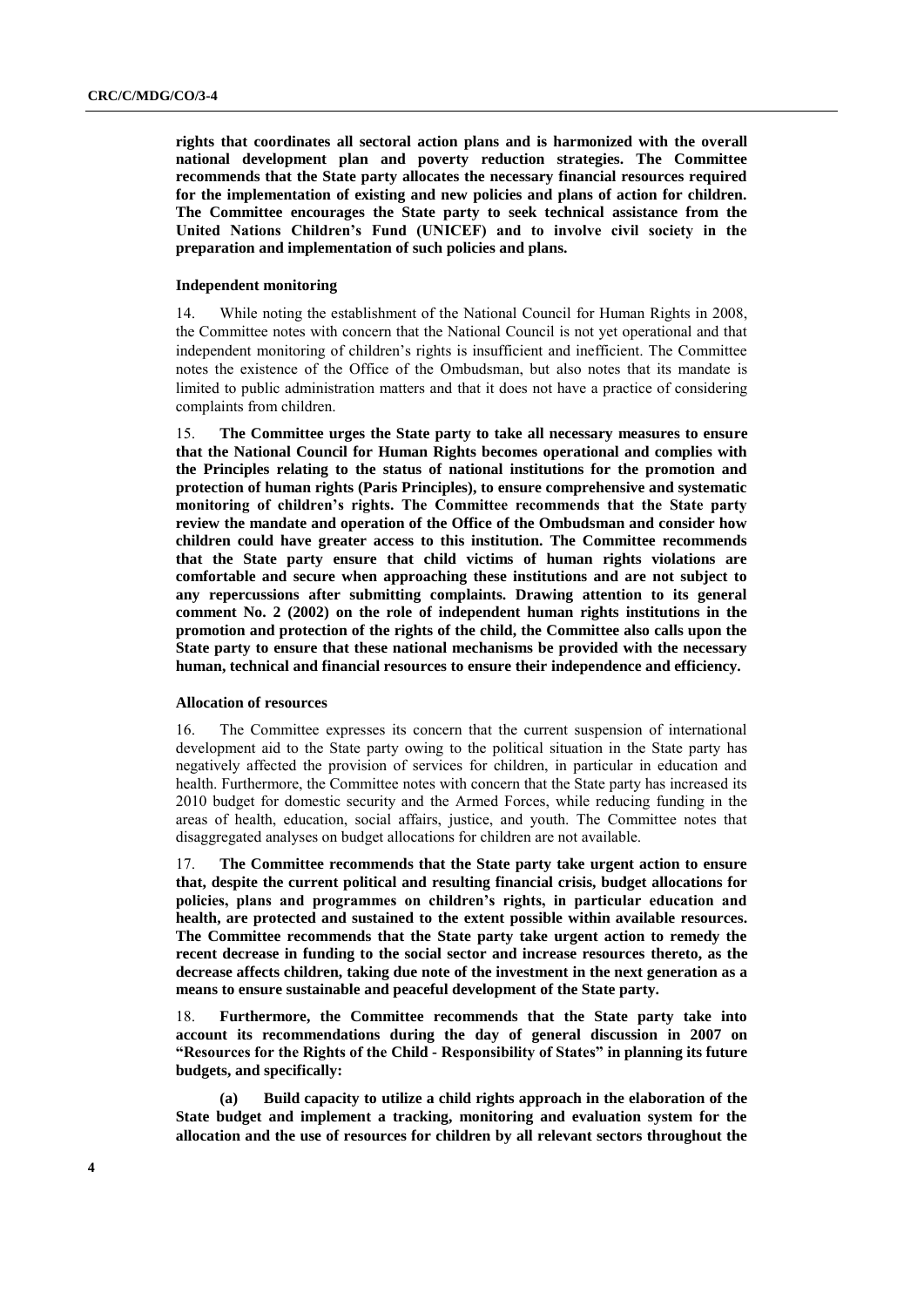**rights that coordinates all sectoral action plans and is harmonized with the overall national development plan and poverty reduction strategies. The Committee recommends that the State party allocates the necessary financial resources required for the implementation of existing and new policies and plans of action for children. The Committee encourages the State party to seek technical assistance from the United Nations Children's Fund (UNICEF) and to involve civil society in the preparation and implementation of such policies and plans.**

#### Independent monitoring

14. While noting the establishment of the National Council for Human Rights in 2008, the Committee notes with concern that the National Council is not yet operational and that independent monitoring of children's rights is insufficient and inefficient. The Committee notes the existence of the Office of the Ombudsman, but also notes that its mandate is limited to public administration matters and that it does not have a practice of considering complaints from children.

15. **The Committee urges the State party to take all necessary measures to ensure that the National Council for Human Rights becomes operational and complies with the Principles relating to the status of national institutions for the promotion and protection of human rights (Paris Principles), to ensure comprehensive and systematic monitoring of children's rights. The Committee recommends that the State party review the mandate and operation of the Office of the Ombudsman and consider how children could have greater access to this institution. The Committee recommends that the State party ensure that child victims of human rights violations are comfortable and secure when approaching these institutions and are not subject to any repercussions after submitting complaints. Drawing attention to its general comment No. 2 (2002) on the role of independent human rights institutions in the promotion and protection of the rights of the child, the Committee also calls upon the State party to ensure that these national mechanisms be provided with the necessary human, technical and financial resources to ensure their independence and efficiency.**

#### Allocation of resources

16. The Committee expresses its concern that the current suspension of international development aid to the State party owing to the political situation in the State party has negatively affected the provision of services for children, in particular in education and health. Furthermore, the Committee notes with concern that the State party has increased its 2010 budget for domestic security and the Armed Forces, while reducing funding in the areas of health, education, social affairs, justice, and youth. The Committee notes that disaggregated analyses on budget allocations for children are not available.

17. **The Committee recommends that the State party take urgent action to ensure that, despite the current political and resulting financial crisis, budget allocations for policies, plans and programmes on children's rights, in particular education and health, are protected and sustained to the extent possible within available resources. The Committee recommends that the State party take urgent action to remedy the recent decrease in funding to the social sector and increase resources thereto, as the decrease affects children, taking due note of the investment in the next generation as a means to ensure sustainable and peaceful development of the State party.**

18. **Furthermore, the Committee recommends that the State party take into account its recommendations during the day of general discussion in 2007 on "Resources for the Rights of the Child - Responsibility of States" in planning its future budgets, and specifically:**

**(a) Build capacity to utilize a child rights approach in the elaboration of the State budget and implement a tracking, monitoring and evaluation system for the allocation and the use of resources for children by all relevant sectors throughout the**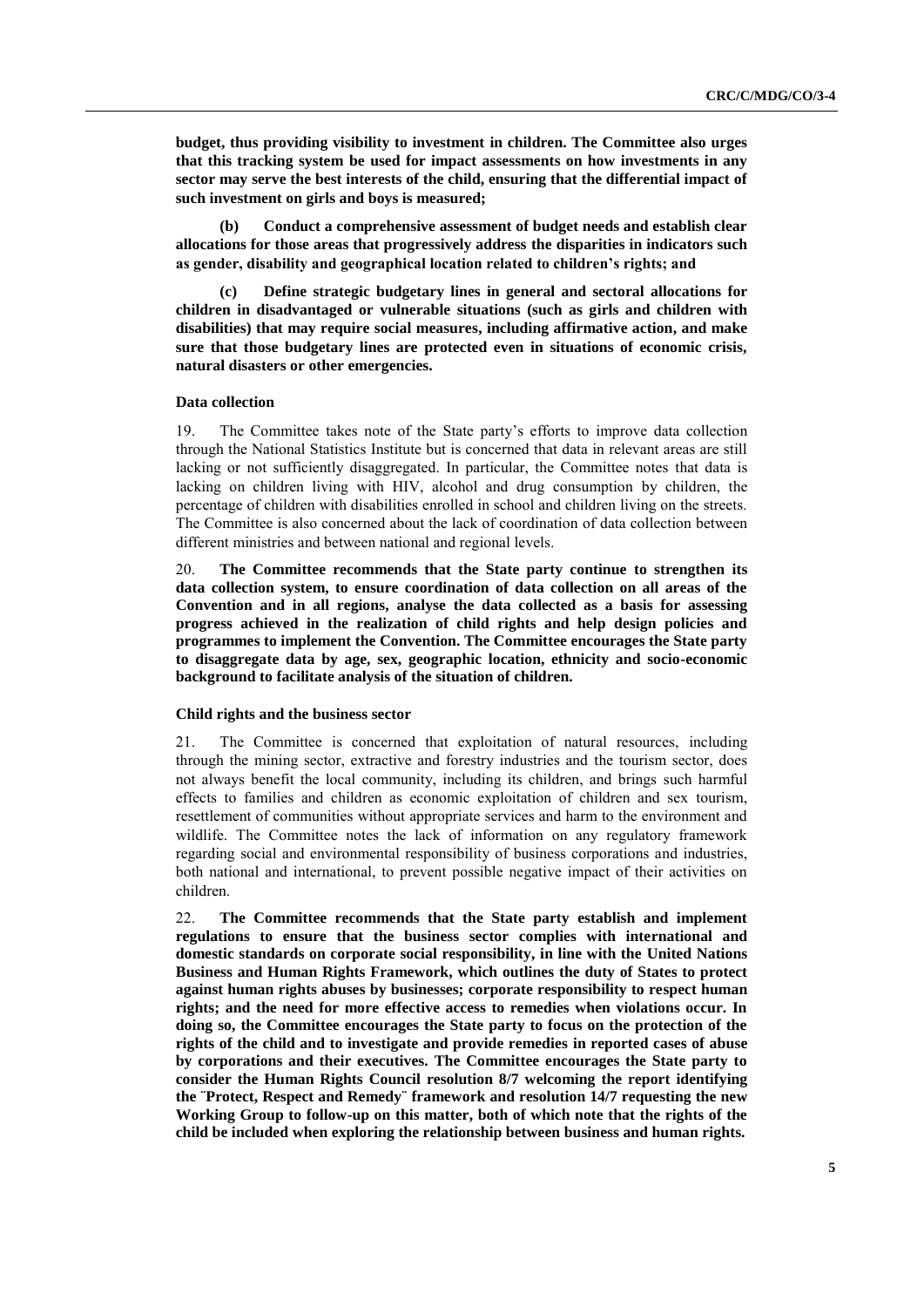**budget, thus providing visibility to investment in children. The Committee also urges that this tracking system be used for impact assessments on how investments in any sector may serve the best interests of the child, ensuring that the differential impact of such investment on girls and boys is measured;**

**(b) Conduct a comprehensive assessment of budget needs and establish clear allocations for those areas that progressively address the disparities in indicators such as gender, disability and geographical location related to children's rights; and**

**(c) Define strategic budgetary lines in general and sectoral allocations for children in disadvantaged or vulnerable situations (such as girls and children with disabilities) that may require social measures, including affirmative action, and make sure that those budgetary lines are protected even in situations of economic crisis, natural disasters or other emergencies.**

#### Data collection

19. The Committee takes note of the State party's efforts to improve data collection through the National Statistics Institute but is concerned that data in relevant areas are still lacking or not sufficiently disaggregated. In particular, the Committee notes that data is lacking on children living with HIV, alcohol and drug consumption by children, the percentage of children with disabilities enrolled in school and children living on the streets. The Committee is also concerned about the lack of coordination of data collection between different ministries and between national and regional levels.

20. **The Committee recommends that the State party continue to strengthen its data collection system, to ensure coordination of data collection on all areas of the Convention and in all regions, analyse the data collected as a basis for assessing progress achieved in the realization of child rights and help design policies and programmes to implement the Convention. The Committee encourages the State party to disaggregate data by age, sex, geographic location, ethnicity and socio-economic background to facilitate analysis of the situation of children.**

#### Child rights and the business sector

21. The Committee is concerned that exploitation of natural resources, including through the mining sector, extractive and forestry industries and the tourism sector, does not always benefit the local community, including its children, and brings such harmful effects to families and children as economic exploitation of children and sex tourism, resettlement of communities without appropriate services and harm to the environment and wildlife. The Committee notes the lack of information on any regulatory framework regarding social and environmental responsibility of business corporations and industries, both national and international, to prevent possible negative impact of their activities on children.

22. **The Committee recommends that the State party establish and implement regulations to ensure that the business sector complies with international and domestic standards on corporate social responsibility, in line with the United Nations Business and Human Rights Framework, which outlines the duty of States to protect against human rights abuses by businesses; corporate responsibility to respect human rights; and the need for more effective access to remedies when violations occur. In doing so, the Committee encourages the State party to focus on the protection of the rights of the child and to investigate and provide remedies in reported cases of abuse by corporations and their executives. The Committee encourages the State party to consider the Human Rights Council resolution 8/7 welcoming the report identifying the ¨Protect, Respect and Remedy¨ framework and resolution 14/7 requesting the new Working Group to follow-up on this matter, both of which note that the rights of the child be included when exploring the relationship between business and human rights.**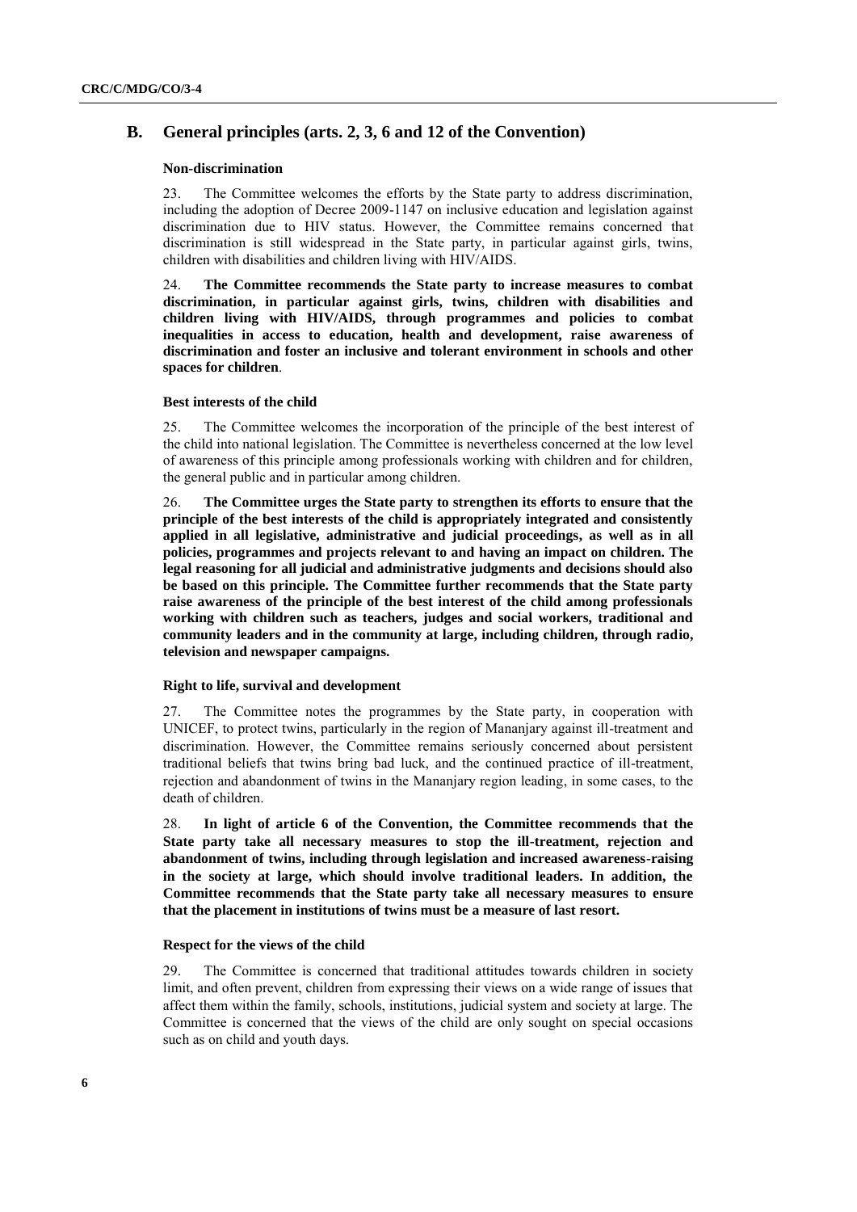## B. General principles (arts. 2, 3, 6 and 12 of the Convention)

### Non-discrimination

23. The Committee welcomes the efforts by the State party to address discrimination, including the adoption of Decree 2009-1147 on inclusive education and legislation against discrimination due to HIV status. However, the Committee remains concerned that discrimination is still widespread in the State party, in particular against girls, twins, children with disabilities and children living with HIV/AIDS.

24. **The Committee recommends the State party to increase measures to combat discrimination, in particular against girls, twins, children with disabilities and children living with HIV/AIDS, through programmes and policies to combat inequalities in access to education, health and development, raise awareness of discrimination and foster an inclusive and tolerant environment in schools and other spaces for children**.

### Best interests of the child

25. The Committee welcomes the incorporation of the principle of the best interest of the child into national legislation. The Committee is nevertheless concerned at the low level of awareness of this principle among professionals working with children and for children, the general public and in particular among children.

26. **The Committee urges the State party to strengthen its efforts to ensure that the principle of the best interests of the child is appropriately integrated and consistently applied in all legislative, administrative and judicial proceedings, as well as in all policies, programmes and projects relevant to and having an impact on children. The legal reasoning for all judicial and administrative judgments and decisions should also be based on this principle. The Committee further recommends that the State party raise awareness of the principle of the best interest of the child among professionals working with children such as teachers, judges and social workers, traditional and community leaders and in the community at large, including children, through radio, television and newspaper campaigns.**

### Right to life, survival and development

27. The Committee notes the programmes by the State party, in cooperation with UNICEF, to protect twins, particularly in the region of Mananjary against ill-treatment and discrimination. However, the Committee remains seriously concerned about persistent traditional beliefs that twins bring bad luck, and the continued practice of ill-treatment, rejection and abandonment of twins in the Mananjary region leading, in some cases, to the death of children.

28. **In light of article 6 of the Convention, the Committee recommends that the State party take all necessary measures to stop the ill-treatment, rejection and abandonment of twins, including through legislation and increased awareness-raising in the society at large, which should involve traditional leaders. In addition, the Committee recommends that the State party take all necessary measures to ensure that the placement in institutions of twins must be a measure of last resort.**

### Respect for the views of the child

29. The Committee is concerned that traditional attitudes towards children in society limit, and often prevent, children from expressing their views on a wide range of issues that affect them within the family, schools, institutions, judicial system and society at large. The Committee is concerned that the views of the child are only sought on special occasions such as on child and youth days.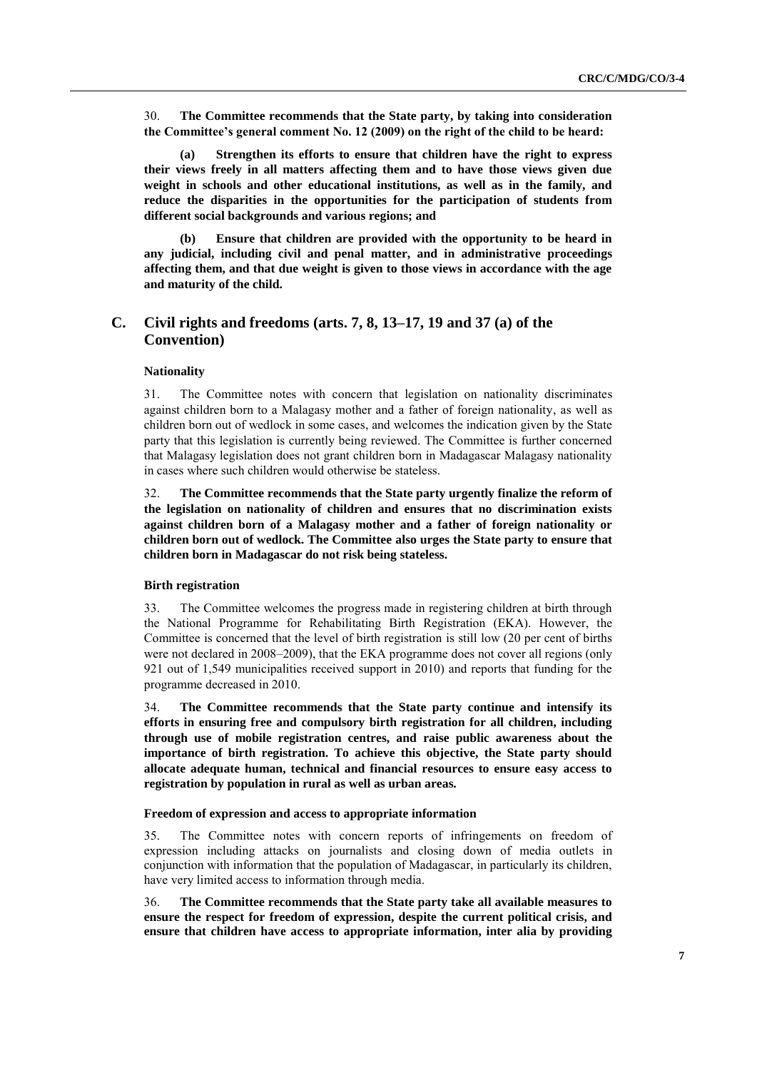30. **The Committee recommends that the State party, by taking into consideration the Committee's general comment No. 12 (2009) on the right of the child to be heard:**

**(a) Strengthen its efforts to ensure that children have the right to express their views freely in all matters affecting them and to have those views given due weight in schools and other educational institutions, as well as in the family, and reduce the disparities in the opportunities for the participation of students from different social backgrounds and various regions; and**

**(b) Ensure that children are provided with the opportunity to be heard in any judicial, including civil and penal matter, and in administrative proceedings affecting them, and that due weight is given to those views in accordance with the age and maturity of the child.**

## C. Civil rights and freedoms (arts. 7, 8, 13–17, 19 and 37 (a) of the Convention)

### Nationality

31. The Committee notes with concern that legislation on nationality discriminates against children born to a Malagasy mother and a father of foreign nationality, as well as children born out of wedlock in some cases, and welcomes the indication given by the State party that this legislation is currently being reviewed. The Committee is further concerned that Malagasy legislation does not grant children born in Madagascar Malagasy nationality in cases where such children would otherwise be stateless.

32. **The Committee recommends that the State party urgently finalize the reform of the legislation on nationality of children and ensures that no discrimination exists against children born of a Malagasy mother and a father of foreign nationality or children born out of wedlock. The Committee also urges the State party to ensure that children born in Madagascar do not risk being stateless.**

### Birth registration

33. The Committee welcomes the progress made in registering children at birth through the National Programme for Rehabilitating Birth Registration (EKA). However, the Committee is concerned that the level of birth registration is still low (20 per cent of births were not declared in 2008–2009), that the EKA programme does not cover all regions (only 921 out of 1,549 municipalities received support in 2010) and reports that funding for the programme decreased in 2010.

34. **The Committee recommends that the State party continue and intensify its efforts in ensuring free and compulsory birth registration for all children, including through use of mobile registration centres, and raise public awareness about the importance of birth registration. To achieve this objective, the State party should allocate adequate human, technical and financial resources to ensure easy access to registration by population in rural as well as urban areas.**

### Freedom of expression and access to appropriate information

35. The Committee notes with concern reports of infringements on freedom of expression including attacks on journalists and closing down of media outlets in conjunction with information that the population of Madagascar, in particularly its children, have very limited access to information through media.

36. **The Committee recommends that the State party take all available measures to ensure the respect for freedom of expression, despite the current political crisis, and ensure that children have access to appropriate information, inter alia by providing**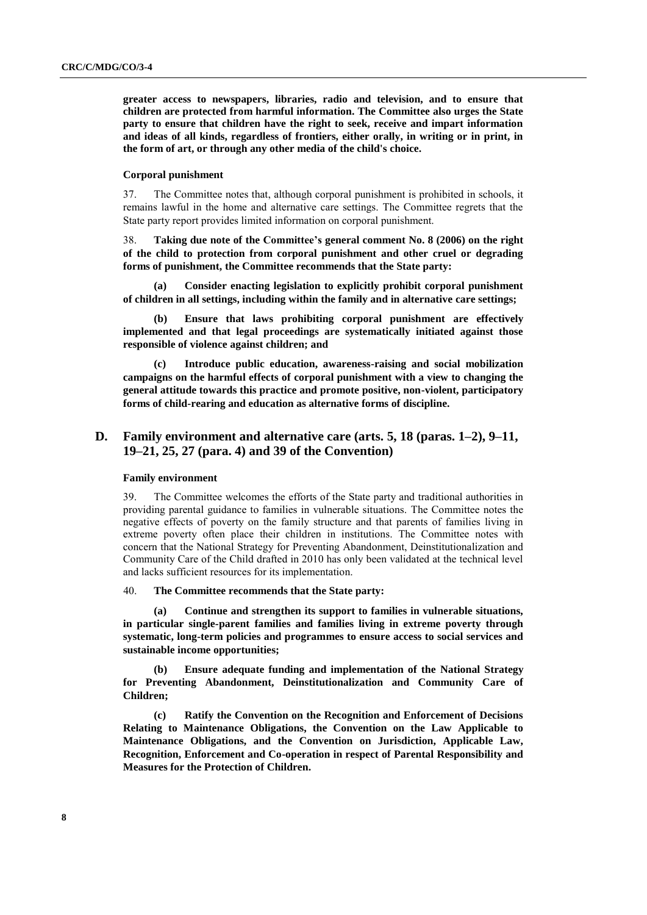**greater access to newspapers, libraries, radio and television, and to ensure that children are protected from harmful information. The Committee also urges the State party to ensure that children have the right to seek, receive and impart information and ideas of all kinds, regardless of frontiers, either orally, in writing or in print, in the form of art, or through any other media of the child's choice.**

#### Corporal punishment

37. The Committee notes that, although corporal punishment is prohibited in schools, it remains lawful in the home and alternative care settings. The Committee regrets that the State party report provides limited information on corporal punishment.

38. **Taking due note of the Committee's general comment No. 8 (2006) on the right of the child to protection from corporal punishment and other cruel or degrading forms of punishment, the Committee recommends that the State party:**

**(a) Consider enacting legislation to explicitly prohibit corporal punishment of children in all settings, including within the family and in alternative care settings;**

**(b) Ensure that laws prohibiting corporal punishment are effectively implemented and that legal proceedings are systematically initiated against those responsible of violence against children; and**

**(c) Introduce public education, awareness-raising and social mobilization campaigns on the harmful effects of corporal punishment with a view to changing the general attitude towards this practice and promote positive, non-violent, participatory forms of child-rearing and education as alternative forms of discipline.**

## D. Family environment and alternative care (arts. 5, 18 (paras. 1–2), 9–11, 19–21, 25, 27 (para. 4) and 39 of the Convention)

#### Family environment

39. The Committee welcomes the efforts of the State party and traditional authorities in providing parental guidance to families in vulnerable situations. The Committee notes the negative effects of poverty on the family structure and that parents of families living in extreme poverty often place their children in institutions. The Committee notes with concern that the National Strategy for Preventing Abandonment, Deinstitutionalization and Community Care of the Child drafted in 2010 has only been validated at the technical level and lacks sufficient resources for its implementation.

40. **The Committee recommends that the State party:**

**(a) Continue and strengthen its support to families in vulnerable situations, in particular single-parent families and families living in extreme poverty through systematic, long-term policies and programmes to ensure access to social services and sustainable income opportunities;**

**(b) Ensure adequate funding and implementation of the National Strategy for Preventing Abandonment, Deinstitutionalization and Community Care of Children;**

**(c) Ratify the Convention on the Recognition and Enforcement of Decisions Relating to Maintenance Obligations, the Convention on the Law Applicable to Maintenance Obligations, and the Convention on Jurisdiction, Applicable Law, Recognition, Enforcement and Co-operation in respect of Parental Responsibility and Measures for the Protection of Children.**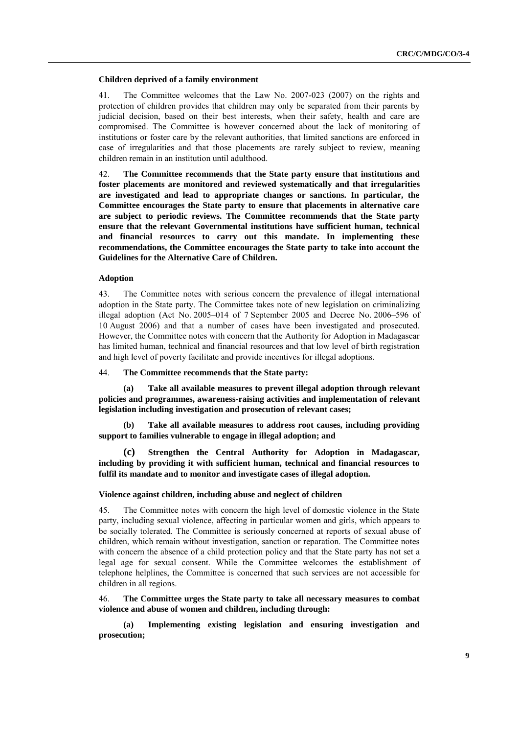### Children deprived of a family environment

41. The Committee welcomes that the Law No. 2007-023 (2007) on the rights and protection of children provides that children may only be separated from their parents by judicial decision, based on their best interests, when their safety, health and care are compromised. The Committee is however concerned about the lack of monitoring of institutions or foster care by the relevant authorities, that limited sanctions are enforced in case of irregularities and that those placements are rarely subject to review, meaning children remain in an institution until adulthood.

42. **The Committee recommends that the State party ensure that institutions and foster placements are monitored and reviewed systematically and that irregularities are investigated and lead to appropriate changes or sanctions. In particular, the Committee encourages the State party to ensure that placements in alternative care are subject to periodic reviews. The Committee recommends that the State party ensure that the relevant Governmental institutions have sufficient human, technical and financial resources to carry out this mandate. In implementing these recommendations, the Committee encourages the State party to take into account the Guidelines for the Alternative Care of Children.**

### Adoption

43. The Committee notes with serious concern the prevalence of illegal international adoption in the State party. The Committee takes note of new legislation on criminalizing illegal adoption (Act No. 2005–014 of 7 September 2005 and Decree No. 2006–596 of 10 August 2006) and that a number of cases have been investigated and prosecuted. However, the Committee notes with concern that the Authority for Adoption in Madagascar has limited human, technical and financial resources and that low level of birth registration and high level of poverty facilitate and provide incentives for illegal adoptions.

44. **The Committee recommends that the State party:**

**(a) Take all available measures to prevent illegal adoption through relevant policies and programmes, awareness-raising activities and implementation of relevant legislation including investigation and prosecution of relevant cases;**

**(b) Take all available measures to address root causes, including providing support to families vulnerable to engage in illegal adoption; and**

**(c) Strengthen the Central Authority for Adoption in Madagascar, including by providing it with sufficient human, technical and financial resources to fulfil its mandate and to monitor and investigate cases of illegal adoption.**

### Violence against children, including abuse and neglect of children

45. The Committee notes with concern the high level of domestic violence in the State party, including sexual violence, affecting in particular women and girls, which appears to be socially tolerated. The Committee is seriously concerned at reports of sexual abuse of children, which remain without investigation, sanction or reparation. The Committee notes with concern the absence of a child protection policy and that the State party has not set a legal age for sexual consent. While the Committee welcomes the establishment of telephone helplines, the Committee is concerned that such services are not accessible for children in all regions.

46. **The Committee urges the State party to take all necessary measures to combat violence and abuse of women and children, including through:**

**(a) Implementing existing legislation and ensuring investigation and prosecution;**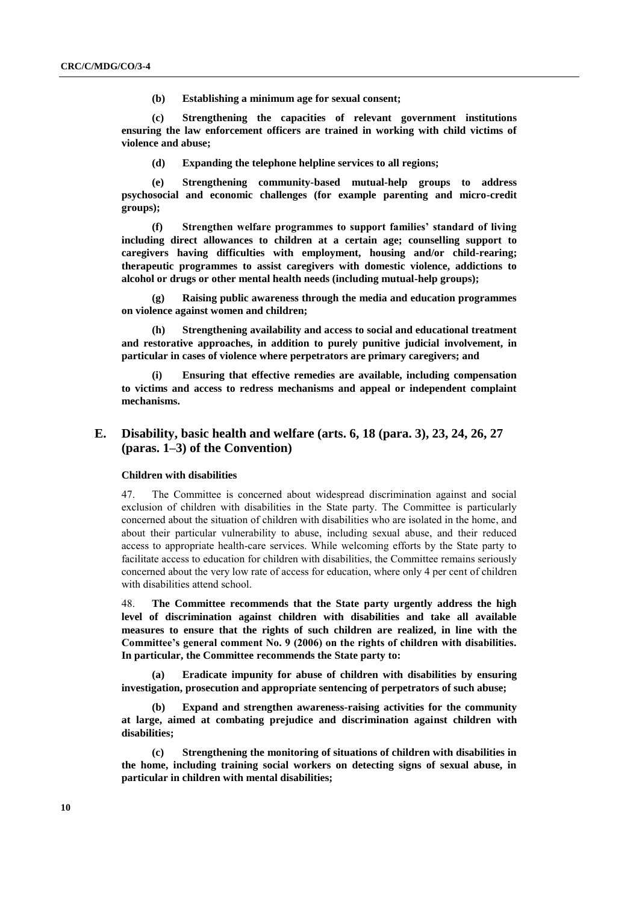**(b) Establishing a minimum age for sexual consent;**

**(c) Strengthening the capacities of relevant government institutions ensuring the law enforcement officers are trained in working with child victims of violence and abuse;**

**(d) Expanding the telephone helpline services to all regions;**

**(e) Strengthening community-based mutual-help groups to address psychosocial and economic challenges (for example parenting and micro-credit groups);**

**(f) Strengthen welfare programmes to support families' standard of living including direct allowances to children at a certain age; counselling support to caregivers having difficulties with employment, housing and/or child-rearing; therapeutic programmes to assist caregivers with domestic violence, addictions to alcohol or drugs or other mental health needs (including mutual-help groups);**

**(g) Raising public awareness through the media and education programmes on violence against women and children;**

**(h) Strengthening availability and access to social and educational treatment and restorative approaches, in addition to purely punitive judicial involvement, in particular in cases of violence where perpetrators are primary caregivers; and**

**(i) Ensuring that effective remedies are available, including compensation to victims and access to redress mechanisms and appeal or independent complaint mechanisms.**

## E. Disability, basic health and welfare (arts. 6, 18 (para. 3), 23, 24, 26, 27 (paras. 1–3) of the Convention)

### Children with disabilities

47. The Committee is concerned about widespread discrimination against and social exclusion of children with disabilities in the State party. The Committee is particularly concerned about the situation of children with disabilities who are isolated in the home, and about their particular vulnerability to abuse, including sexual abuse, and their reduced access to appropriate health-care services. While welcoming efforts by the State party to facilitate access to education for children with disabilities, the Committee remains seriously concerned about the very low rate of access for education, where only 4 per cent of children with disabilities attend school.

48. **The Committee recommends that the State party urgently address the high level of discrimination against children with disabilities and take all available measures to ensure that the rights of such children are realized, in line with the Committee's general comment No. 9 (2006) on the rights of children with disabilities. In particular, the Committee recommends the State party to:**

**(a) Eradicate impunity for abuse of children with disabilities by ensuring investigation, prosecution and appropriate sentencing of perpetrators of such abuse;**

**(b) Expand and strengthen awareness-raising activities for the community at large, aimed at combating prejudice and discrimination against children with disabilities;**

**(c) Strengthening the monitoring of situations of children with disabilities in the home, including training social workers on detecting signs of sexual abuse, in particular in children with mental disabilities;**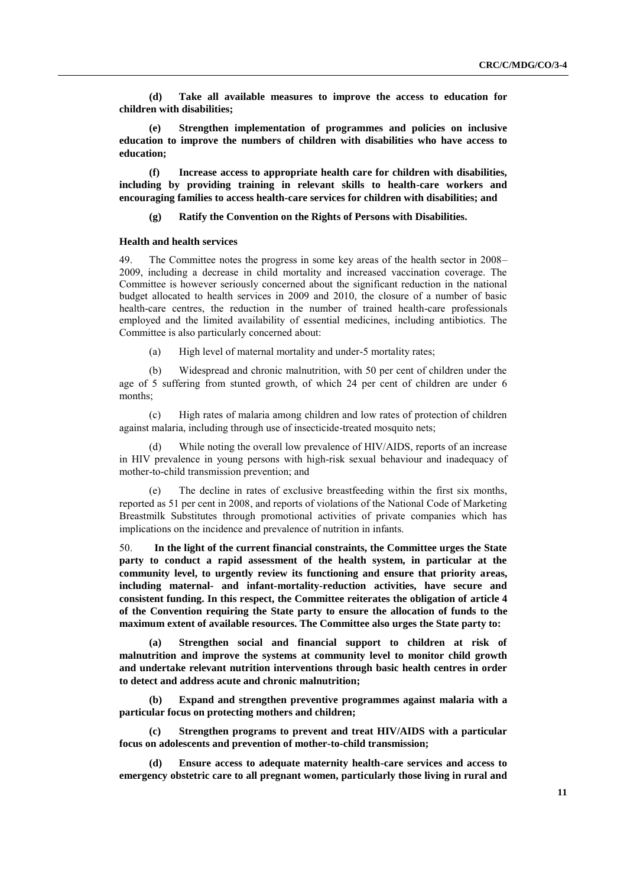**(d) Take all available measures to improve the access to education for children with disabilities;**

**(e) Strengthen implementation of programmes and policies on inclusive education to improve the numbers of children with disabilities who have access to education;**

**(f) Increase access to appropriate health care for children with disabilities, including by providing training in relevant skills to health-care workers and encouraging families to access health-care services for children with disabilities; and**

**(g) Ratify the Convention on the Rights of Persons with Disabilities.**

### Health and health services

49. The Committee notes the progress in some key areas of the health sector in 2008–2009, including a decrease in child mortality and increased vaccination coverage. The Committee is however seriously concerned about the significant reduction in the national budget allocated to health services in 2009 and 2010, the closure of a number of basic health-care centres, the reduction in the number of trained health-care professionals employed and the limited availability of essential medicines, including antibiotics. The Committee is also particularly concerned about:

(a) High level of maternal mortality and under-5 mortality rates;

(b) Widespread and chronic malnutrition, with 50 per cent of children under the age of 5 suffering from stunted growth, of which 24 per cent of children are under 6 months;

(c) High rates of malaria among children and low rates of protection of children against malaria, including through use of insecticide-treated mosquito nets;

(d) While noting the overall low prevalence of HIV/AIDS, reports of an increase in HIV prevalence in young persons with high-risk sexual behaviour and inadequacy of mother-to-child transmission prevention; and

(e) The decline in rates of exclusive breastfeeding within the first six months, reported as 51 per cent in 2008, and reports of violations of the National Code of Marketing Breastmilk Substitutes through promotional activities of private companies which has implications on the incidence and prevalence of nutrition in infants.

50. **In the light of the current financial constraints, the Committee urges the State party to conduct a rapid assessment of the health system, in particular at the community level, to urgently review its functioning and ensure that priority areas, including maternal- and infant-mortality-reduction activities, have secure and consistent funding. In this respect, the Committee reiterates the obligation of article 4 of the Convention requiring the State party to ensure the allocation of funds to the maximum extent of available resources. The Committee also urges the State party to:**

**(a) Strengthen social and financial support to children at risk of malnutrition and improve the systems at community level to monitor child growth and undertake relevant nutrition interventions through basic health centres in order to detect and address acute and chronic malnutrition;**

**(b) Expand and strengthen preventive programmes against malaria with a particular focus on protecting mothers and children;**

**(c) Strengthen programs to prevent and treat HIV/AIDS with a particular focus on adolescents and prevention of mother-to-child transmission;**

**(d) Ensure access to adequate maternity health-care services and access to emergency obstetric care to all pregnant women, particularly those living in rural and**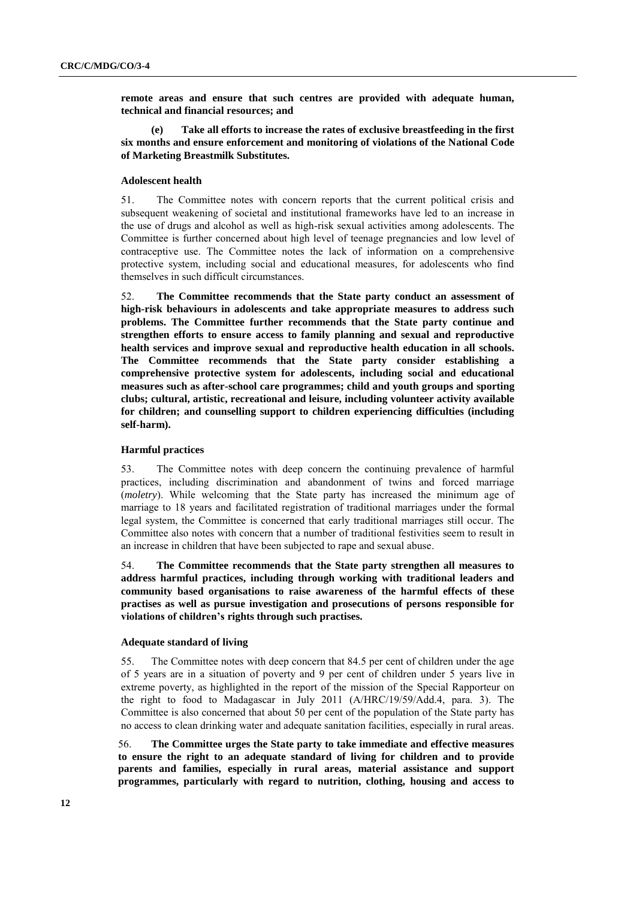**remote areas and ensure that such centres are provided with adequate human, technical and financial resources; and**

**(e) Take all efforts to increase the rates of exclusive breastfeeding in the first six months and ensure enforcement and monitoring of violations of the National Code of Marketing Breastmilk Substitutes.**

### Adolescent health

51. The Committee notes with concern reports that the current political crisis and subsequent weakening of societal and institutional frameworks have led to an increase in the use of drugs and alcohol as well as high-risk sexual activities among adolescents. The Committee is further concerned about high level of teenage pregnancies and low level of contraceptive use. The Committee notes the lack of information on a comprehensive protective system, including social and educational measures, for adolescents who find themselves in such difficult circumstances.

52. **The Committee recommends that the State party conduct an assessment of high-risk behaviours in adolescents and take appropriate measures to address such problems. The Committee further recommends that the State party continue and strengthen efforts to ensure access to family planning and sexual and reproductive health services and improve sexual and reproductive health education in all schools. The Committee recommends that the State party consider establishing a comprehensive protective system for adolescents, including social and educational measures such as after-school care programmes; child and youth groups and sporting clubs; cultural, artistic, recreational and leisure, including volunteer activity available for children; and counselling support to children experiencing difficulties (including self-harm).**

### Harmful practices

53. The Committee notes with deep concern the continuing prevalence of harmful practices, including discrimination and abandonment of twins and forced marriage (*moletry*). While welcoming that the State party has increased the minimum age of marriage to 18 years and facilitated registration of traditional marriages under the formal legal system, the Committee is concerned that early traditional marriages still occur. The Committee also notes with concern that a number of traditional festivities seem to result in an increase in children that have been subjected to rape and sexual abuse.

54. **The Committee recommends that the State party strengthen all measures to address harmful practices, including through working with traditional leaders and community based organisations to raise awareness of the harmful effects of these practises as well as pursue investigation and prosecutions of persons responsible for violations of children's rights through such practises.**

### Adequate standard of living

55. The Committee notes with deep concern that 84.5 per cent of children under the age of 5 years are in a situation of poverty and 9 per cent of children under 5 years live in extreme poverty, as highlighted in the report of the mission of the Special Rapporteur on the right to food to Madagascar in July 2011 (A/HRC/19/59/Add.4, para. 3). The Committee is also concerned that about 50 per cent of the population of the State party has no access to clean drinking water and adequate sanitation facilities, especially in rural areas.

56. **The Committee urges the State party to take immediate and effective measures to ensure the right to an adequate standard of living for children and to provide parents and families, especially in rural areas, material assistance and support programmes, particularly with regard to nutrition, clothing, housing and access to**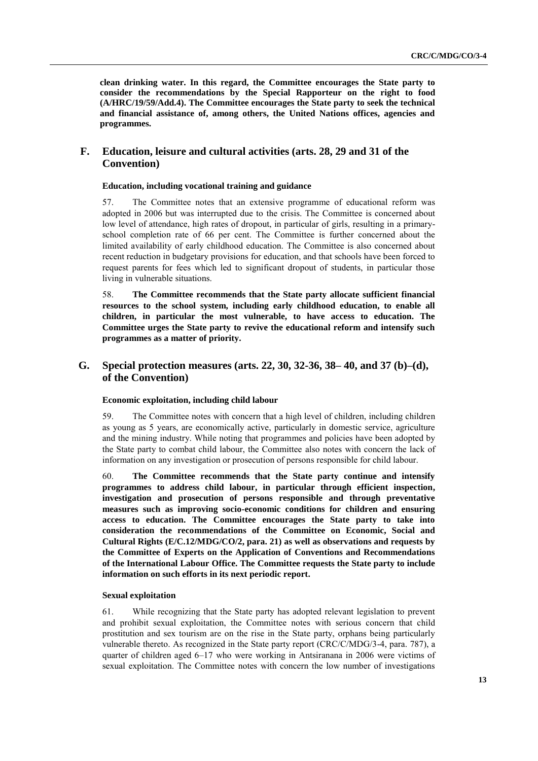**clean drinking water. In this regard, the Committee encourages the State party to consider the recommendations by the Special Rapporteur on the right to food (A/HRC/19/59/Add.4). The Committee encourages the State party to seek the technical and financial assistance of, among others, the United Nations offices, agencies and programmes.**

## F. Education, leisure and cultural activities (arts. 28, 29 and 31 of the Convention)

#### Education, including vocational training and guidance

57. The Committee notes that an extensive programme of educational reform was adopted in 2006 but was interrupted due to the crisis. The Committee is concerned about low level of attendance, high rates of dropout, in particular of girls, resulting in a primary-school completion rate of 66 per cent. The Committee is further concerned about the limited availability of early childhood education. The Committee is also concerned about recent reduction in budgetary provisions for education, and that schools have been forced to request parents for fees which led to significant dropout of students, in particular those living in vulnerable situations.

58. **The Committee recommends that the State party allocate sufficient financial resources to the school system, including early childhood education, to enable all children, in particular the most vulnerable, to have access to education. The Committee urges the State party to revive the educational reform and intensify such programmes as a matter of priority.**

## G. Special protection measures (arts. 22, 30, 32-36, 38– 40, and 37 (b)–(d), of the Convention)

#### Economic exploitation, including child labour

59. The Committee notes with concern that a high level of children, including children as young as 5 years, are economically active, particularly in domestic service, agriculture and the mining industry. While noting that programmes and policies have been adopted by the State party to combat child labour, the Committee also notes with concern the lack of information on any investigation or prosecution of persons responsible for child labour.

60. **The Committee recommends that the State party continue and intensify programmes to address child labour, in particular through efficient inspection, investigation and prosecution of persons responsible and through preventative measures such as improving socio-economic conditions for children and ensuring access to education. The Committee encourages the State party to take into consideration the recommendations of the Committee on Economic, Social and Cultural Rights (E/C.12/MDG/CO/2, para. 21) as well as observations and requests by the Committee of Experts on the Application of Conventions and Recommendations of the International Labour Office. The Committee requests the State party to include information on such efforts in its next periodic report.**

#### Sexual exploitation

61. While recognizing that the State party has adopted relevant legislation to prevent and prohibit sexual exploitation, the Committee notes with serious concern that child prostitution and sex tourism are on the rise in the State party, orphans being particularly vulnerable thereto. As recognized in the State party report (CRC/C/MDG/3-4, para. 787), a quarter of children aged 6–17 who were working in Antsiranana in 2006 were victims of sexual exploitation. The Committee notes with concern the low number of investigations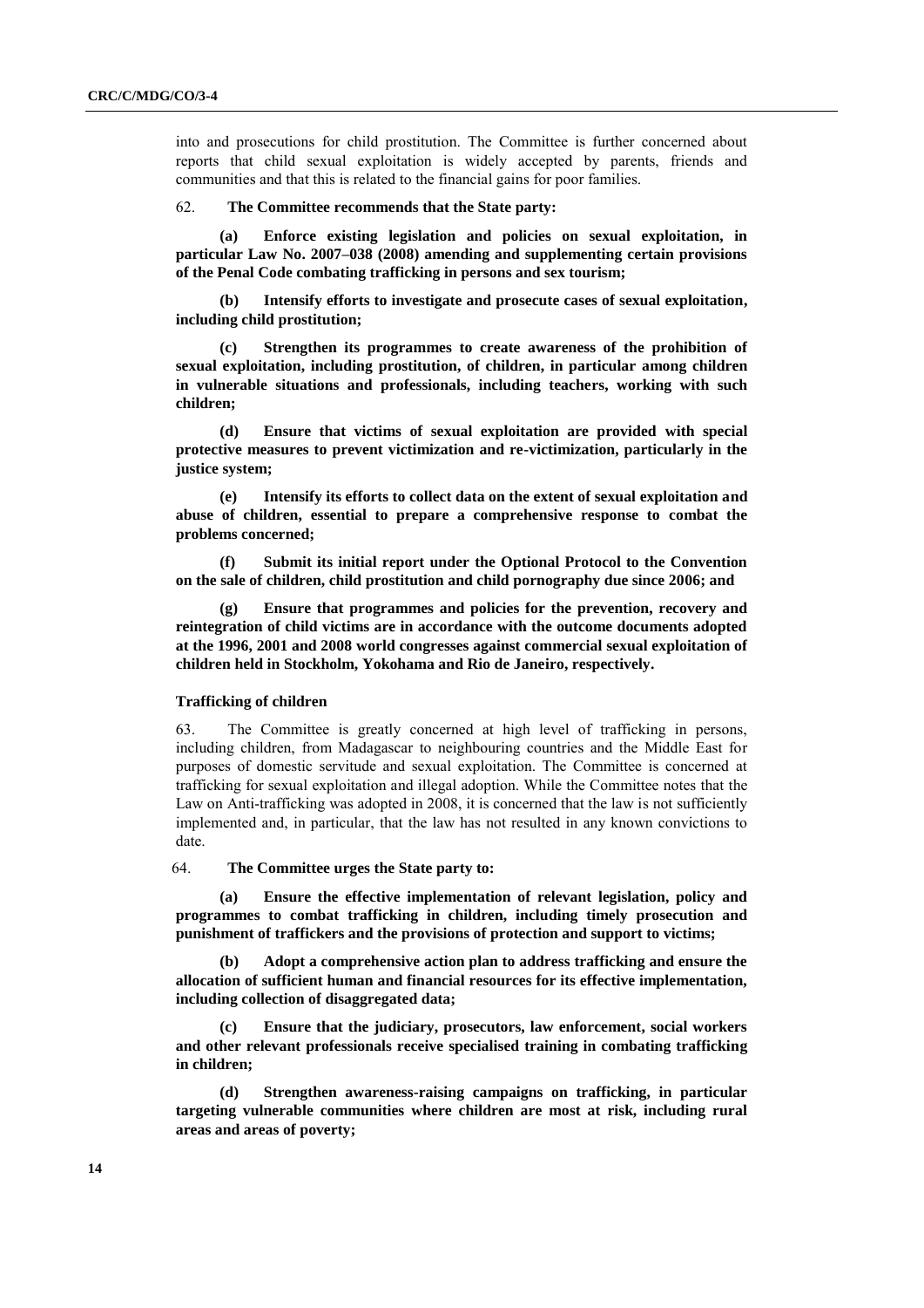into and prosecutions for child prostitution. The Committee is further concerned about reports that child sexual exploitation is widely accepted by parents, friends and communities and that this is related to the financial gains for poor families.

62. **The Committee recommends that the State party:**

**(a) Enforce existing legislation and policies on sexual exploitation, in particular Law No. 2007–038 (2008) amending and supplementing certain provisions of the Penal Code combating trafficking in persons and sex tourism;**

**(b) Intensify efforts to investigate and prosecute cases of sexual exploitation, including child prostitution;**

**(c) Strengthen its programmes to create awareness of the prohibition of sexual exploitation, including prostitution, of children, in particular among children in vulnerable situations and professionals, including teachers, working with such children;**

**(d) Ensure that victims of sexual exploitation are provided with special protective measures to prevent victimization and re-victimization, particularly in the justice system;**

**(e) Intensify its efforts to collect data on the extent of sexual exploitation and abuse of children, essential to prepare a comprehensive response to combat the problems concerned;**

**(f) Submit its initial report under the Optional Protocol to the Convention on the sale of children, child prostitution and child pornography due since 2006; and**

**(g) Ensure that programmes and policies for the prevention, recovery and reintegration of child victims are in accordance with the outcome documents adopted at the 1996, 2001 and 2008 world congresses against commercial sexual exploitation of children held in Stockholm, Yokohama and Rio de Janeiro, respectively.**

### Trafficking of children

63. The Committee is greatly concerned at high level of trafficking in persons, including children, from Madagascar to neighbouring countries and the Middle East for purposes of domestic servitude and sexual exploitation. The Committee is concerned at trafficking for sexual exploitation and illegal adoption. While the Committee notes that the Law on Anti-trafficking was adopted in 2008, it is concerned that the law is not sufficiently implemented and, in particular, that the law has not resulted in any known convictions to date.

64. **The Committee urges the State party to:**

**(a) Ensure the effective implementation of relevant legislation, policy and programmes to combat trafficking in children, including timely prosecution and punishment of traffickers and the provisions of protection and support to victims;**

**(b) Adopt a comprehensive action plan to address trafficking and ensure the allocation of sufficient human and financial resources for its effective implementation, including collection of disaggregated data;**

**(c) Ensure that the judiciary, prosecutors, law enforcement, social workers and other relevant professionals receive specialised training in combating trafficking in children;**

**(d) Strengthen awareness-raising campaigns on trafficking, in particular targeting vulnerable communities where children are most at risk, including rural areas and areas of poverty;**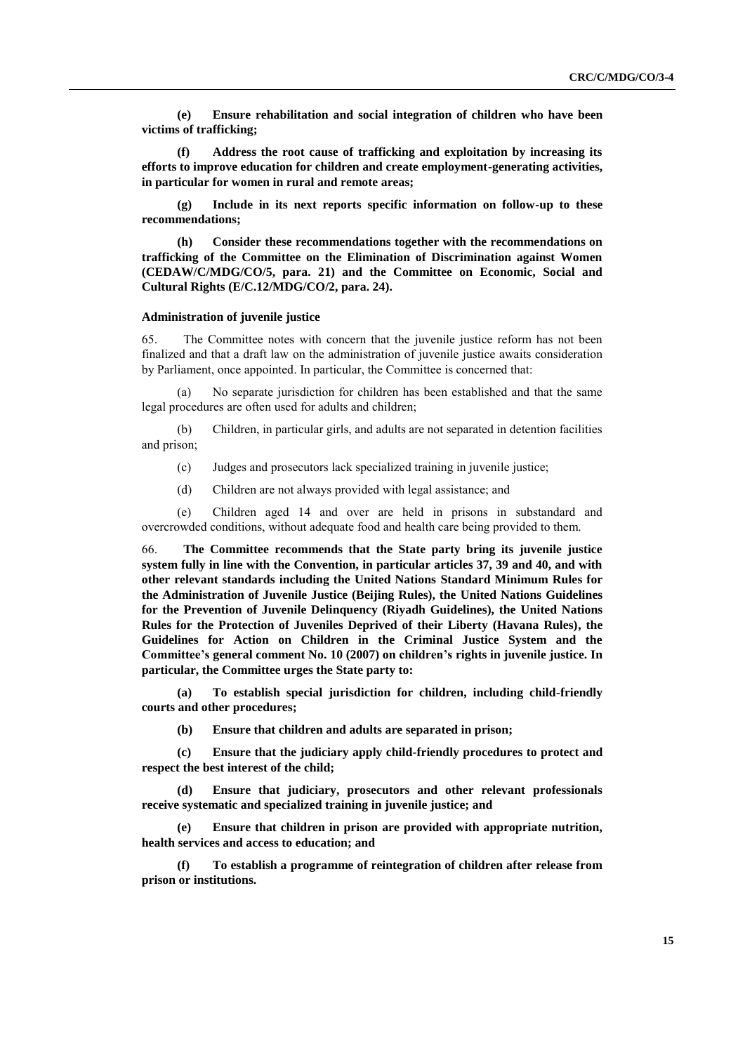**(e) Ensure rehabilitation and social integration of children who have been victims of trafficking;**

**(f) Address the root cause of trafficking and exploitation by increasing its efforts to improve education for children and create employment-generating activities, in particular for women in rural and remote areas;**

**(g) Include in its next reports specific information on follow-up to these recommendations;**

**(h) Consider these recommendations together with the recommendations on trafficking of the Committee on the Elimination of Discrimination against Women (CEDAW/C/MDG/CO/5, para. 21) and the Committee on Economic, Social and Cultural Rights (E/C.12/MDG/CO/2, para. 24).**

#### Administration of juvenile justice

65. The Committee notes with concern that the juvenile justice reform has not been finalized and that a draft law on the administration of juvenile justice awaits consideration by Parliament, once appointed. In particular, the Committee is concerned that:

(a) No separate jurisdiction for children has been established and that the same legal procedures are often used for adults and children;

(b) Children, in particular girls, and adults are not separated in detention facilities and prison;

(c) Judges and prosecutors lack specialized training in juvenile justice;

(d) Children are not always provided with legal assistance; and

(e) Children aged 14 and over are held in prisons in substandard and overcrowded conditions, without adequate food and health care being provided to them.

66. **The Committee recommends that the State party bring its juvenile justice system fully in line with the Convention, in particular articles 37, 39 and 40, and with other relevant standards including the United Nations Standard Minimum Rules for the Administration of Juvenile Justice (Beijing Rules), the United Nations Guidelines for the Prevention of Juvenile Delinquency (Riyadh Guidelines), the United Nations Rules for the Protection of Juveniles Deprived of their Liberty (Havana Rules), the Guidelines for Action on Children in the Criminal Justice System and the Committee's general comment No. 10 (2007) on children's rights in juvenile justice. In particular, the Committee urges the State party to:**

**(a) To establish special jurisdiction for children, including child-friendly courts and other procedures;**

**(b) Ensure that children and adults are separated in prison;**

**(c) Ensure that the judiciary apply child-friendly procedures to protect and respect the best interest of the child;**

**(d) Ensure that judiciary, prosecutors and other relevant professionals receive systematic and specialized training in juvenile justice; and**

**(e) Ensure that children in prison are provided with appropriate nutrition, health services and access to education; and**

**(f) To establish a programme of reintegration of children after release from prison or institutions.**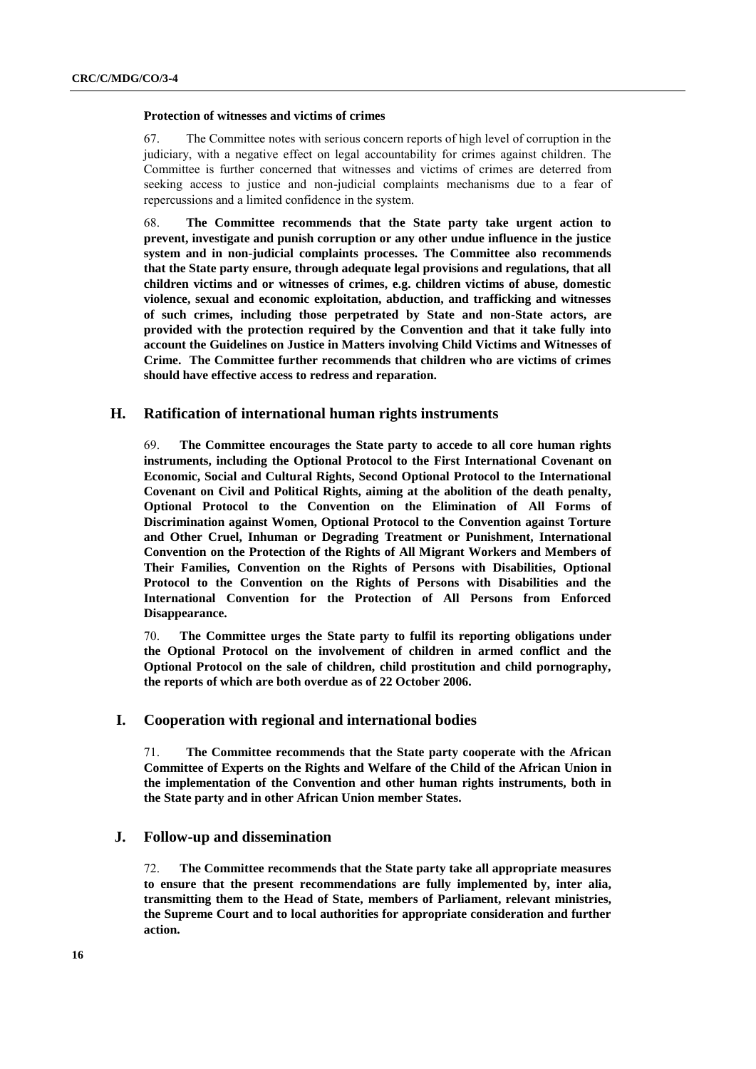**Protection of witnesses and victims of crimes**

67. The Committee notes with serious concern reports of high level of corruption in the judiciary, with a negative effect on legal accountability for crimes against children. The Committee is further concerned that witnesses and victims of crimes are deterred from seeking access to justice and non-judicial complaints mechanisms due to a fear of repercussions and a limited confidence in the system.

68. **The Committee recommends that the State party take urgent action to prevent, investigate and punish corruption or any other undue influence in the justice system and in non-judicial complaints processes. The Committee also recommends that the State party ensure, through adequate legal provisions and regulations, that all children victims and or witnesses of crimes, e.g. children victims of abuse, domestic violence, sexual and economic exploitation, abduction, and trafficking and witnesses of such crimes, including those perpetrated by State and non-State actors, are provided with the protection required by the Convention and that it take fully into account the Guidelines on Justice in Matters involving Child Victims and Witnesses of Crime. The Committee further recommends that children who are victims of crimes should have effective access to redress and reparation.**

## H. Ratification of international human rights instruments

69. **The Committee encourages the State party to accede to all core human rights instruments, including the Optional Protocol to the First International Covenant on Economic, Social and Cultural Rights, Second Optional Protocol to the International Covenant on Civil and Political Rights, aiming at the abolition of the death penalty, Optional Protocol to the Convention on the Elimination of All Forms of Discrimination against Women, Optional Protocol to the Convention against Torture and Other Cruel, Inhuman or Degrading Treatment or Punishment, International Convention on the Protection of the Rights of All Migrant Workers and Members of Their Families, Convention on the Rights of Persons with Disabilities, Optional Protocol to the Convention on the Rights of Persons with Disabilities and the International Convention for the Protection of All Persons from Enforced Disappearance.**

70. **The Committee urges the State party to fulfil its reporting obligations under the Optional Protocol on the involvement of children in armed conflict and the Optional Protocol on the sale of children, child prostitution and child pornography, the reports of which are both overdue as of 22 October 2006.**

## I. Cooperation with regional and international bodies

71. **The Committee recommends that the State party cooperate with the African Committee of Experts on the Rights and Welfare of the Child of the African Union in the implementation of the Convention and other human rights instruments, both in the State party and in other African Union member States.**

## J. Follow-up and dissemination

72. **The Committee recommends that the State party take all appropriate measures to ensure that the present recommendations are fully implemented by, inter alia, transmitting them to the Head of State, members of Parliament, relevant ministries, the Supreme Court and to local authorities for appropriate consideration and further action.**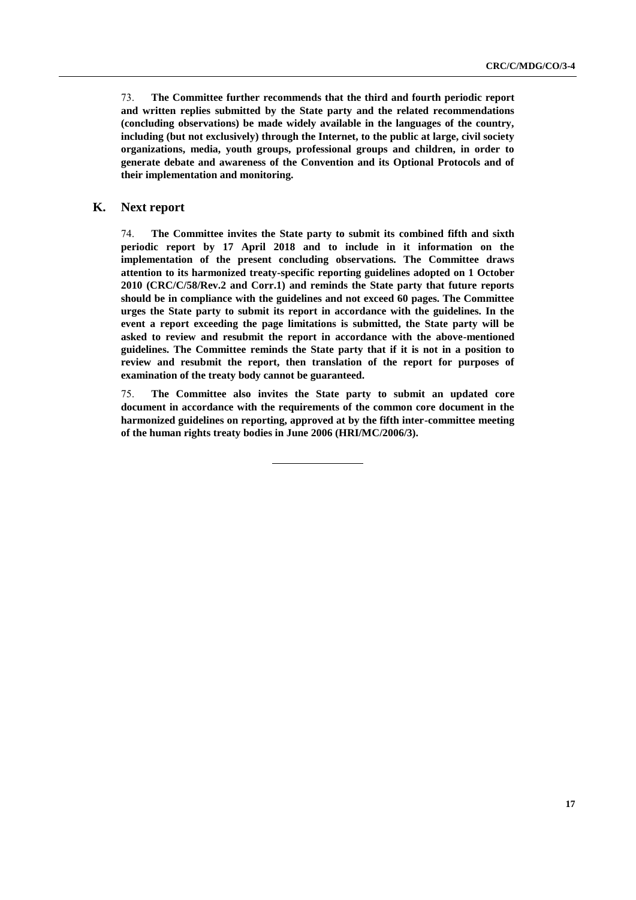73. **The Committee further recommends that the third and fourth periodic report and written replies submitted by the State party and the related recommendations (concluding observations) be made widely available in the languages of the country, including (but not exclusively) through the Internet, to the public at large, civil society organizations, media, youth groups, professional groups and children, in order to generate debate and awareness of the Convention and its Optional Protocols and of their implementation and monitoring.**

## K. Next report

74. **The Committee invites the State party to submit its combined fifth and sixth periodic report by 17 April 2018 and to include in it information on the implementation of the present concluding observations. The Committee draws attention to its harmonized treaty-specific reporting guidelines adopted on 1 October 2010 (CRC/C/58/Rev.2 and Corr.1) and reminds the State party that future reports should be in compliance with the guidelines and not exceed 60 pages. The Committee urges the State party to submit its report in accordance with the guidelines. In the event a report exceeding the page limitations is submitted, the State party will be asked to review and resubmit the report in accordance with the above-mentioned guidelines. The Committee reminds the State party that if it is not in a position to review and resubmit the report, then translation of the report for purposes of examination of the treaty body cannot be guaranteed.**

75. **The Committee also invites the State party to submit an updated core document in accordance with the requirements of the common core document in the harmonized guidelines on reporting, approved at by the fifth inter-committee meeting of the human rights treaty bodies in June 2006 (HRI/MC/2006/3).**